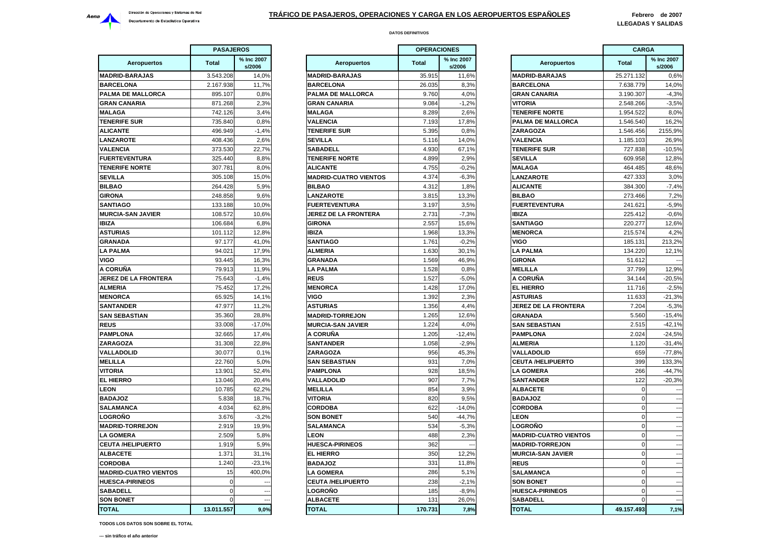Aena

Dirección de Operaciones y Sistemas de Red

Departamento de Estadística Operativa

# TRÁFICO DE PASAJEROS, OPERACIONES Y CARGA EN LOS AEROPUERTOS ESPAÑOLES

**Febrero de 2007**

**LLEGADAS Y SALIDAS**

**DATOS DEFINITIVOS**

## PASAJEROS

| Aeropuertos | Total | % Inc 2007 s/2006 |
|---|---|---|
| MADRID-BARAJAS | 3.543.208 | 14,0% |
| BARCELONA | 2.167.938 | 11,7% |
| PALMA DE MALLORCA | 895.107 | 0,8% |
| GRAN CANARIA | 871.268 | 2,3% |
| MALAGA | 742.126 | 3,4% |
| TENERIFE SUR | 735.840 | 0,8% |
| ALICANTE | 496.949 | -1,4% |
| LANZAROTE | 408.436 | 2,6% |
| VALENCIA | 373.530 | 22,7% |
| FUERTEVENTURA | 325.440 | 8,8% |
| TENERIFE NORTE | 307.781 | 8,0% |
| SEVILLA | 305.108 | 15,0% |
| BILBAO | 264.428 | 5,9% |
| GIRONA | 248.858 | 9,6% |
| SANTIAGO | 133.188 | 10,0% |
| MURCIA-SAN JAVIER | 108.572 | 10,6% |
| IBIZA | 106.684 | 6,8% |
| ASTURIAS | 101.112 | 12,8% |
| GRANADA | 97.177 | 41,0% |
| LA PALMA | 94.021 | 17,9% |
| VIGO | 93.445 | 16,3% |
| A CORUÑA | 79.913 | 11,9% |
| JEREZ DE LA FRONTERA | 75.643 | -1,4% |
| ALMERIA | 75.452 | 17,2% |
| MENORCA | 65.925 | 14,1% |
| SANTANDER | 47.977 | 11,2% |
| SAN SEBASTIAN | 35.360 | 28,8% |
| REUS | 33.008 | -17,0% |
| PAMPLONA | 32.665 | 17,4% |
| ZARAGOZA | 31.308 | 22,8% |
| VALLADOLID | 30.077 | 0,1% |
| MELILLA | 22.760 | 5,0% |
| VITORIA | 13.901 | 52,4% |
| EL HIERRO | 13.046 | 20,4% |
| LEON | 10.785 | 62,2% |
| BADAJOZ | 5.838 | 18,7% |
| SALAMANCA | 4.034 | 62,8% |
| LOGROÑO | 3.676 | -3,2% |
| MADRID-TORREJON | 2.919 | 19,9% |
| LA GOMERA | 2.509 | 5,8% |
| CEUTA /HELIPUERTO | 1.919 | 5,9% |
| ALBACETE | 1.371 | 31,1% |
| CORDOBA | 1.240 | -23,1% |
| MADRID-CUATRO VIENTOS | 15 | 400,0% |
| HUESCA-PIRINEOS | 0 | --- |
| SABADELL | 0 | --- |
| SON BONET | 0 | --- |
| **TOTAL** | **13.011.557** | **9,0%** |

## OPERACIONES

| Aeropuertos | Total | % Inc 2007 s/2006 |
|---|---|---|
| MADRID-BARAJAS | 35.915 | 11,6% |
| BARCELONA | 26.035 | 8,3% |
| PALMA DE MALLORCA | 9.760 | 4,0% |
| GRAN CANARIA | 9.084 | -1,2% |
| MALAGA | 8.289 | 2,6% |
| VALENCIA | 7.193 | 17,8% |
| TENERIFE SUR | 5.395 | 0,8% |
| SEVILLA | 5.116 | 14,0% |
| SABADELL | 4.930 | 67,1% |
| TENERIFE NORTE | 4.899 | 2,9% |
| ALICANTE | 4.755 | -0,2% |
| MADRID-CUATRO VIENTOS | 4.374 | -6,3% |
| BILBAO | 4.312 | 1,8% |
| LANZAROTE | 3.815 | 13,3% |
| FUERTEVENTURA | 3.197 | 3,5% |
| JEREZ DE LA FRONTERA | 2.731 | -7,3% |
| GIRONA | 2.557 | 15,6% |
| IBIZA | 1.968 | 13,3% |
| SANTIAGO | 1.761 | -0,2% |
| ALMERIA | 1.630 | 30,1% |
| GRANADA | 1.569 | 46,9% |
| LA PALMA | 1.528 | 0,8% |
| REUS | 1.527 | -5,0% |
| MENORCA | 1.428 | 17,0% |
| VIGO | 1.392 | 2,3% |
| ASTURIAS | 1.356 | 4,4% |
| MADRID-TORREJON | 1.265 | 12,6% |
| MURCIA-SAN JAVIER | 1.224 | 4,0% |
| A CORUÑA | 1.205 | -12,4% |
| SANTANDER | 1.058 | -2,9% |
| ZARAGOZA | 956 | 45,3% |
| SAN SEBASTIAN | 931 | 7,0% |
| PAMPLONA | 928 | 18,5% |
| VALLADOLID | 907 | 7,7% |
| MELILLA | 854 | 3,9% |
| VITORIA | 820 | 9,5% |
| CORDOBA | 622 | -14,0% |
| SON BONET | 540 | -44,7% |
| SALAMANCA | 534 | -5,3% |
| LEON | 488 | 2,3% |
| HUESCA-PIRINEOS | 362 | --- |
| EL HIERRO | 350 | 12,2% |
| BADAJOZ | 331 | 11,8% |
| LA GOMERA | 286 | 5,1% |
| CEUTA /HELIPUERTO | 238 | -2,1% |
| LOGROÑO | 185 | -8,9% |
| ALBACETE | 131 | 26,0% |
| **TOTAL** | **170.731** | **7,8%** |

## CARGA

| Aeropuertos | Total | % Inc 2007 s/2006 |
|---|---|---|
| MADRID-BARAJAS | 25.271.132 | 0,6% |
| BARCELONA | 7.638.779 | 14,0% |
| GRAN CANARIA | 3.190.307 | -4,3% |
| VITORIA | 2.548.266 | -3,5% |
| TENERIFE NORTE | 1.954.522 | 8,0% |
| PALMA DE MALLORCA | 1.546.540 | 16,2% |
| ZARAGOZA | 1.546.456 | 2155,9% |
| VALENCIA | 1.185.103 | 26,9% |
| TENERIFE SUR | 727.838 | -10,5% |
| SEVILLA | 609.958 | 12,8% |
| MALAGA | 464.485 | 48,6% |
| LANZAROTE | 427.333 | 3,0% |
| ALICANTE | 384.300 | -7,4% |
| BILBAO | 273.466 | 7,2% |
| FUERTEVENTURA | 241.621 | -5,9% |
| IBIZA | 225.412 | -0,6% |
| SANTIAGO | 220.277 | 12,6% |
| MENORCA | 215.574 | 4,2% |
| VIGO | 185.131 | 213,2% |
| LA PALMA | 134.220 | 12,1% |
| GIRONA | 51.612 | --- |
| MELILLA | 37.799 | 12,9% |
| A CORUÑA | 34.144 | -20,5% |
| EL HIERRO | 11.716 | -2,5% |
| ASTURIAS | 11.633 | -21,3% |
| JEREZ DE LA FRONTERA | 7.204 | -5,3% |
| GRANADA | 5.560 | -15,4% |
| SAN SEBASTIAN | 2.515 | -42,1% |
| PAMPLONA | 2.024 | -24,5% |
| ALMERIA | 1.120 | -31,4% |
| VALLADOLID | 659 | -77,8% |
| CEUTA /HELIPUERTO | 399 | 133,3% |
| LA GOMERA | 266 | -44,7% |
| SANTANDER | 122 | -20,3% |
| ALBACETE | 0 | --- |
| BADAJOZ | 0 | --- |
| CORDOBA | 0 | --- |
| LEON | 0 | --- |
| LOGROÑO | 0 | --- |
| MADRID-CUATRO VIENTOS | 0 | --- |
| MADRID-TORREJON | 0 | --- |
| MURCIA-SAN JAVIER | 0 | --- |
| REUS | 0 | --- |
| SALAMANCA | 0 | --- |
| SON BONET | 0 | --- |
| HUESCA-PIRINEOS | 0 | --- |
| SABADELL | 0 | --- |
| **TOTAL** | **49.157.493** | **7,1%** |

TODOS LOS DATOS SON SOBRE EL TOTAL

--- sin tráfico el año anterior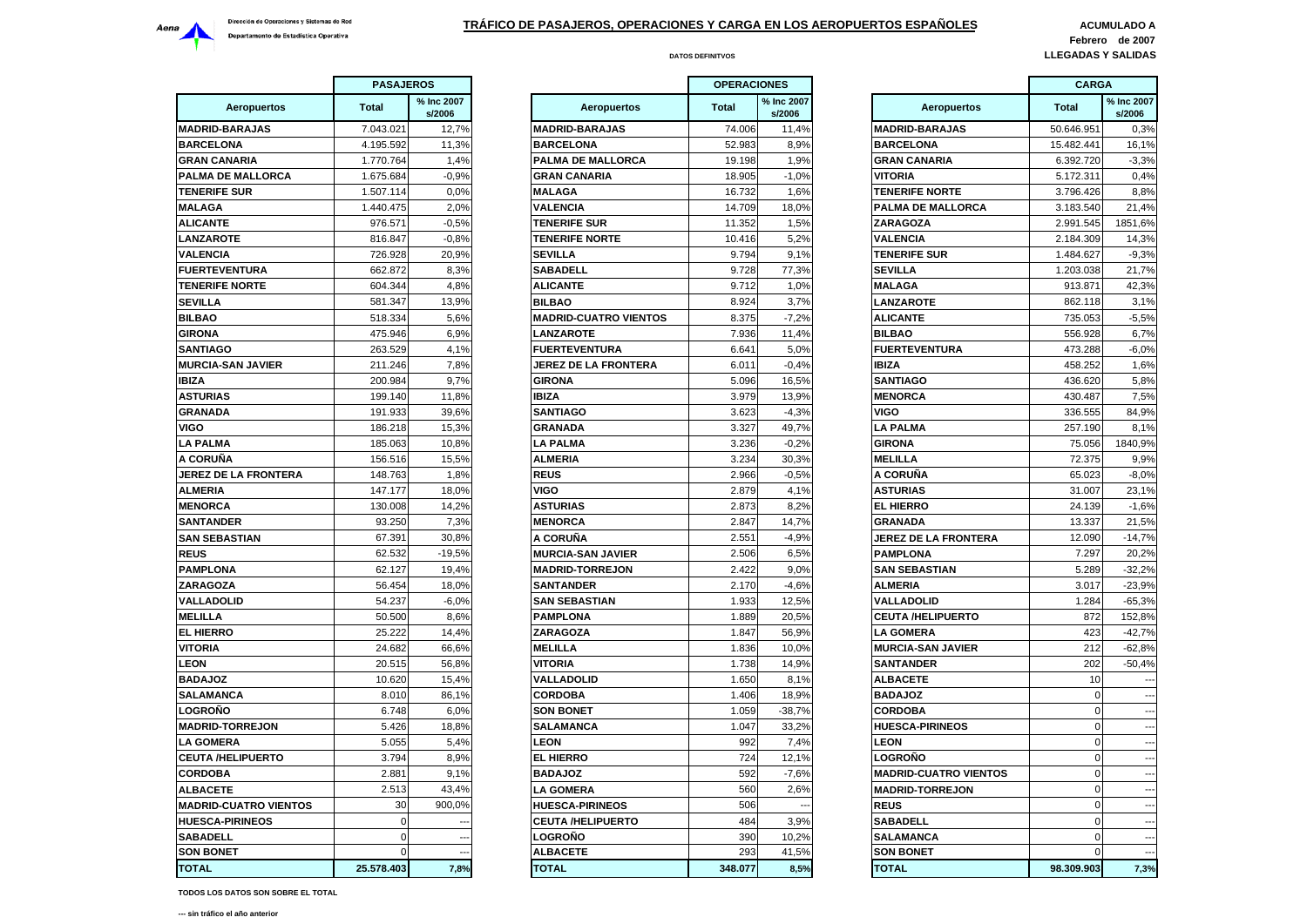Dirección de Operaciones y Sistemas de Red
Departamento de Estadística Operativa

# TRÁFICO DE PASAJEROS, OPERACIONES Y CARGA EN LOS AEROPUERTOS ESPAÑOLES

**ACUMULADO A Febrero de 2007**

**DATOS DEFINITVOS**

**LLEGADAS Y SALIDAS**

| Aeropuertos | PASAJEROS Total | % Inc 2007 s/2006 |
|---|---|---|
| MADRID-BARAJAS | 7.043.021 | 12,7% |
| BARCELONA | 4.195.592 | 11,3% |
| GRAN CANARIA | 1.770.764 | 1,4% |
| PALMA DE MALLORCA | 1.675.684 | -0,9% |
| TENERIFE SUR | 1.507.114 | 0,0% |
| MALAGA | 1.440.475 | 2,0% |
| ALICANTE | 976.571 | -0,5% |
| LANZAROTE | 816.847 | -0,8% |
| VALENCIA | 726.928 | 20,9% |
| FUERTEVENTURA | 662.872 | 8,3% |
| TENERIFE NORTE | 604.344 | 4,8% |
| SEVILLA | 581.347 | 13,9% |
| BILBAO | 518.334 | 5,6% |
| GIRONA | 475.946 | 6,9% |
| SANTIAGO | 263.529 | 4,1% |
| MURCIA-SAN JAVIER | 211.246 | 7,8% |
| IBIZA | 200.984 | 9,7% |
| ASTURIAS | 199.140 | 11,8% |
| GRANADA | 191.933 | 39,6% |
| VIGO | 186.218 | 15,3% |
| LA PALMA | 185.063 | 10,8% |
| A CORUÑA | 156.516 | 15,5% |
| JEREZ DE LA FRONTERA | 148.763 | 1,8% |
| ALMERIA | 147.177 | 18,0% |
| MENORCA | 130.008 | 14,2% |
| SANTANDER | 93.250 | 7,3% |
| SAN SEBASTIAN | 67.391 | 30,8% |
| REUS | 62.532 | -19,5% |
| PAMPLONA | 62.127 | 19,4% |
| ZARAGOZA | 56.454 | 18,0% |
| VALLADOLID | 54.237 | -6,0% |
| MELILLA | 50.500 | 8,6% |
| EL HIERRO | 25.222 | 14,4% |
| VITORIA | 24.682 | 66,6% |
| LEON | 20.515 | 56,8% |
| BADAJOZ | 10.620 | 15,4% |
| SALAMANCA | 8.010 | 86,1% |
| LOGROÑO | 6.748 | 6,0% |
| MADRID-TORREJON | 5.426 | 18,8% |
| LA GOMERA | 5.055 | 5,4% |
| CEUTA /HELIPUERTO | 3.794 | 8,9% |
| CORDOBA | 2.881 | 9,1% |
| ALBACETE | 2.513 | 43,4% |
| MADRID-CUATRO VIENTOS | 30 | 900,0% |
| HUESCA-PIRINEOS | 0 | --- |
| SABADELL | 0 | --- |
| SON BONET | 0 | --- |
| **TOTAL** | **25.578.403** | **7,8%** |

| Aeropuertos | OPERACIONES Total | % Inc 2007 s/2006 |
|---|---|---|
| MADRID-BARAJAS | 74.006 | 11,4% |
| BARCELONA | 52.983 | 8,9% |
| PALMA DE MALLORCA | 19.198 | 1,9% |
| GRAN CANARIA | 18.905 | -1,0% |
| MALAGA | 16.732 | 1,6% |
| VALENCIA | 14.709 | 18,0% |
| TENERIFE SUR | 11.352 | 1,5% |
| TENERIFE NORTE | 10.416 | 5,2% |
| SEVILLA | 9.794 | 9,1% |
| SABADELL | 9.728 | 77,3% |
| ALICANTE | 9.712 | 1,0% |
| BILBAO | 8.924 | 3,7% |
| MADRID-CUATRO VIENTOS | 8.375 | -7,2% |
| LANZAROTE | 7.936 | 11,4% |
| FUERTEVENTURA | 6.641 | 5,0% |
| JEREZ DE LA FRONTERA | 6.011 | -0,4% |
| GIRONA | 5.096 | 16,5% |
| IBIZA | 3.979 | 13,9% |
| SANTIAGO | 3.623 | -4,3% |
| GRANADA | 3.327 | 49,7% |
| LA PALMA | 3.236 | -0,2% |
| ALMERIA | 3.234 | 30,3% |
| REUS | 2.966 | -0,5% |
| VIGO | 2.879 | 4,1% |
| ASTURIAS | 2.873 | 8,2% |
| MENORCA | 2.847 | 14,7% |
| A CORUÑA | 2.551 | -4,9% |
| MURCIA-SAN JAVIER | 2.506 | 6,5% |
| MADRID-TORREJON | 2.422 | 9,0% |
| SANTANDER | 2.170 | -4,6% |
| SAN SEBASTIAN | 1.933 | 12,5% |
| PAMPLONA | 1.889 | 20,5% |
| ZARAGOZA | 1.847 | 56,9% |
| MELILLA | 1.836 | 10,0% |
| VITORIA | 1.738 | 14,9% |
| VALLADOLID | 1.650 | 8,1% |
| CORDOBA | 1.406 | 18,9% |
| SON BONET | 1.059 | -38,7% |
| SALAMANCA | 1.047 | 33,2% |
| LEON | 992 | 7,4% |
| EL HIERRO | 724 | 12,1% |
| BADAJOZ | 592 | -7,6% |
| LA GOMERA | 560 | 2,6% |
| HUESCA-PIRINEOS | 506 | --- |
| CEUTA /HELIPUERTO | 484 | 3,9% |
| LOGROÑO | 390 | 10,2% |
| ALBACETE | 293 | 41,5% |
| **TOTAL** | **348.077** | **8,5%** |

| Aeropuertos | CARGA Total | % Inc 2007 s/2006 |
|---|---|---|
| MADRID-BARAJAS | 50.646.951 | 0,3% |
| BARCELONA | 15.482.441 | 16,1% |
| GRAN CANARIA | 6.392.720 | -3,3% |
| VITORIA | 5.172.311 | 0,4% |
| TENERIFE NORTE | 3.796.426 | 8,8% |
| PALMA DE MALLORCA | 3.183.540 | 21,4% |
| ZARAGOZA | 2.991.545 | 1851,6% |
| VALENCIA | 2.184.309 | 14,3% |
| TENERIFE SUR | 1.484.627 | -9,3% |
| SEVILLA | 1.203.038 | 21,7% |
| MALAGA | 913.871 | 42,3% |
| LANZAROTE | 862.118 | 3,1% |
| ALICANTE | 735.053 | -5,5% |
| BILBAO | 556.928 | 6,7% |
| FUERTEVENTURA | 473.288 | -6,0% |
| IBIZA | 458.252 | 1,6% |
| SANTIAGO | 436.620 | 5,8% |
| MENORCA | 430.487 | 7,5% |
| VIGO | 336.555 | 84,9% |
| LA PALMA | 257.190 | 8,1% |
| GIRONA | 75.056 | 1840,9% |
| MELILLA | 72.375 | 9,9% |
| A CORUÑA | 65.023 | -8,0% |
| ASTURIAS | 31.007 | 23,1% |
| EL HIERRO | 24.139 | -1,6% |
| GRANADA | 13.337 | 21,5% |
| JEREZ DE LA FRONTERA | 12.090 | -14,7% |
| PAMPLONA | 7.297 | 20,2% |
| SAN SEBASTIAN | 5.289 | -32,2% |
| ALMERIA | 3.017 | -23,9% |
| VALLADOLID | 1.284 | -65,3% |
| CEUTA /HELIPUERTO | 872 | 152,8% |
| LA GOMERA | 423 | -42,7% |
| MURCIA-SAN JAVIER | 212 | -62,8% |
| SANTANDER | 202 | -50,4% |
| ALBACETE | 10 | --- |
| BADAJOZ | 0 | --- |
| CORDOBA | 0 | --- |
| HUESCA-PIRINEOS | 0 | --- |
| LEON | 0 | --- |
| LOGROÑO | 0 | --- |
| MADRID-CUATRO VIENTOS | 0 | --- |
| MADRID-TORREJON | 0 | --- |
| REUS | 0 | --- |
| SABADELL | 0 | --- |
| SALAMANCA | 0 | --- |
| SON BONET | 0 | --- |
| **TOTAL** | **98.309.903** | **7,3%** |

**TODOS LOS DATOS SON SOBRE EL TOTAL**

**--- sin tráfico el año anterior**